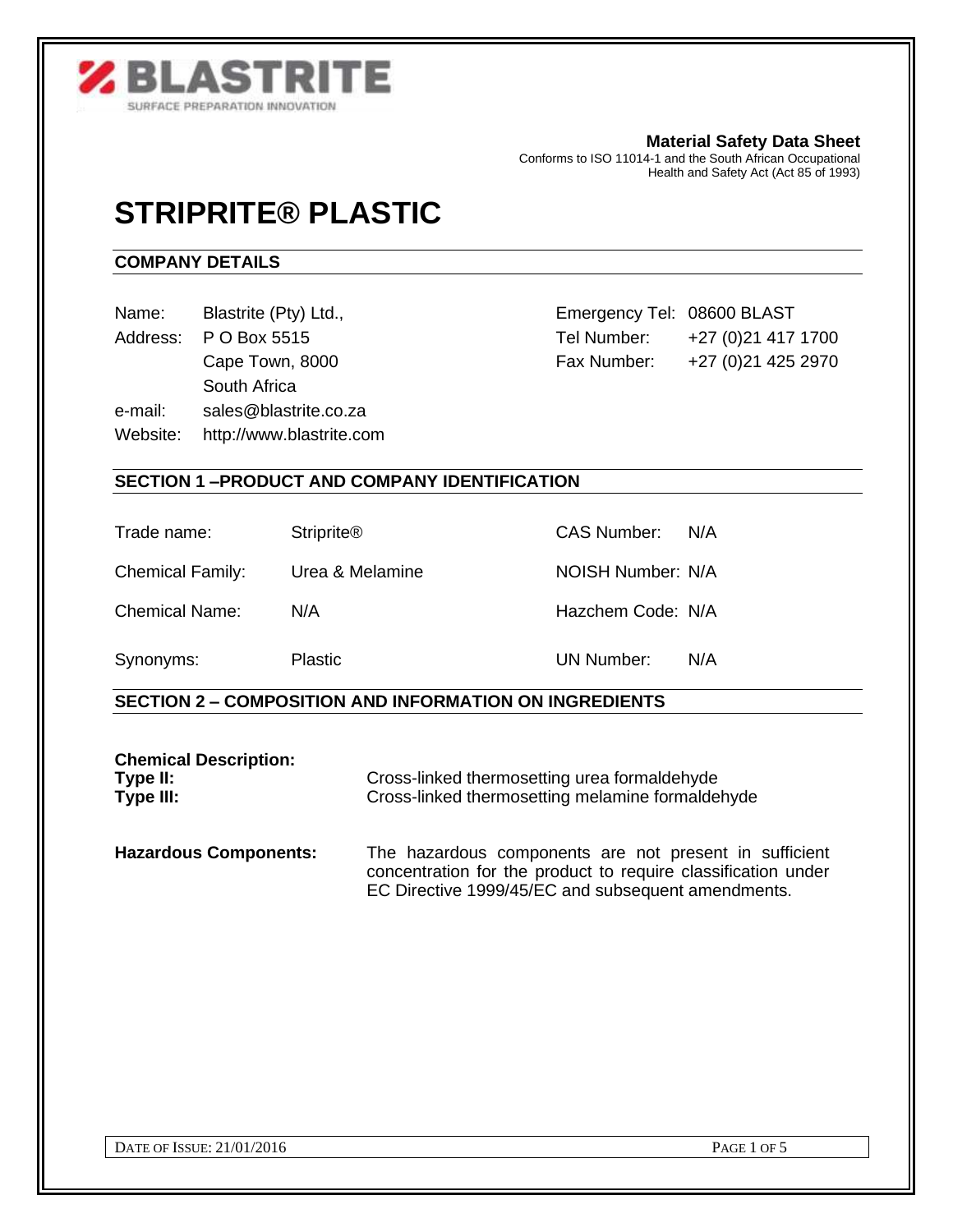BLASTRITE
SURFACE PREPARATION INNOVATION

**Material Safety Data Sheet**
Conforms to ISO 11014-1 and the South African Occupational Health and Safety Act (Act 85 of 1993)

# STRIPRITE® PLASTIC

## COMPANY DETAILS

| | | | |
|---|---|---|---|
| Name: | Blastrite (Pty) Ltd., | Emergency Tel: | 08600 BLAST |
| Address: | P O Box 5515 | Tel Number: | +27 (0)21 417 1700 |
| | Cape Town, 8000 | Fax Number: | +27 (0)21 425 2970 |
| | South Africa | | |
| e-mail: | sales@blastrite.co.za | | |
| Website: | http://www.blastrite.com | | |

## SECTION 1 –PRODUCT AND COMPANY IDENTIFICATION

| | | | |
|---|---|---|---|
| Trade name: | Striprite® | CAS Number: | N/A |
| Chemical Family: | Urea & Melamine | NOISH Number: | N/A |
| Chemical Name: | N/A | Hazchem Code: | N/A |
| Synonyms: | Plastic | UN Number: | N/A |

## SECTION 2 – COMPOSITION AND INFORMATION ON INGREDIENTS

**Chemical Description:**

**Type II:** Cross-linked thermosetting urea formaldehyde

**Type III:** Cross-linked thermosetting melamine formaldehyde

**Hazardous Components:** The hazardous components are not present in sufficient concentration for the product to require classification under EC Directive 1999/45/EC and subsequent amendments.

DATE OF ISSUE: 21/01/2016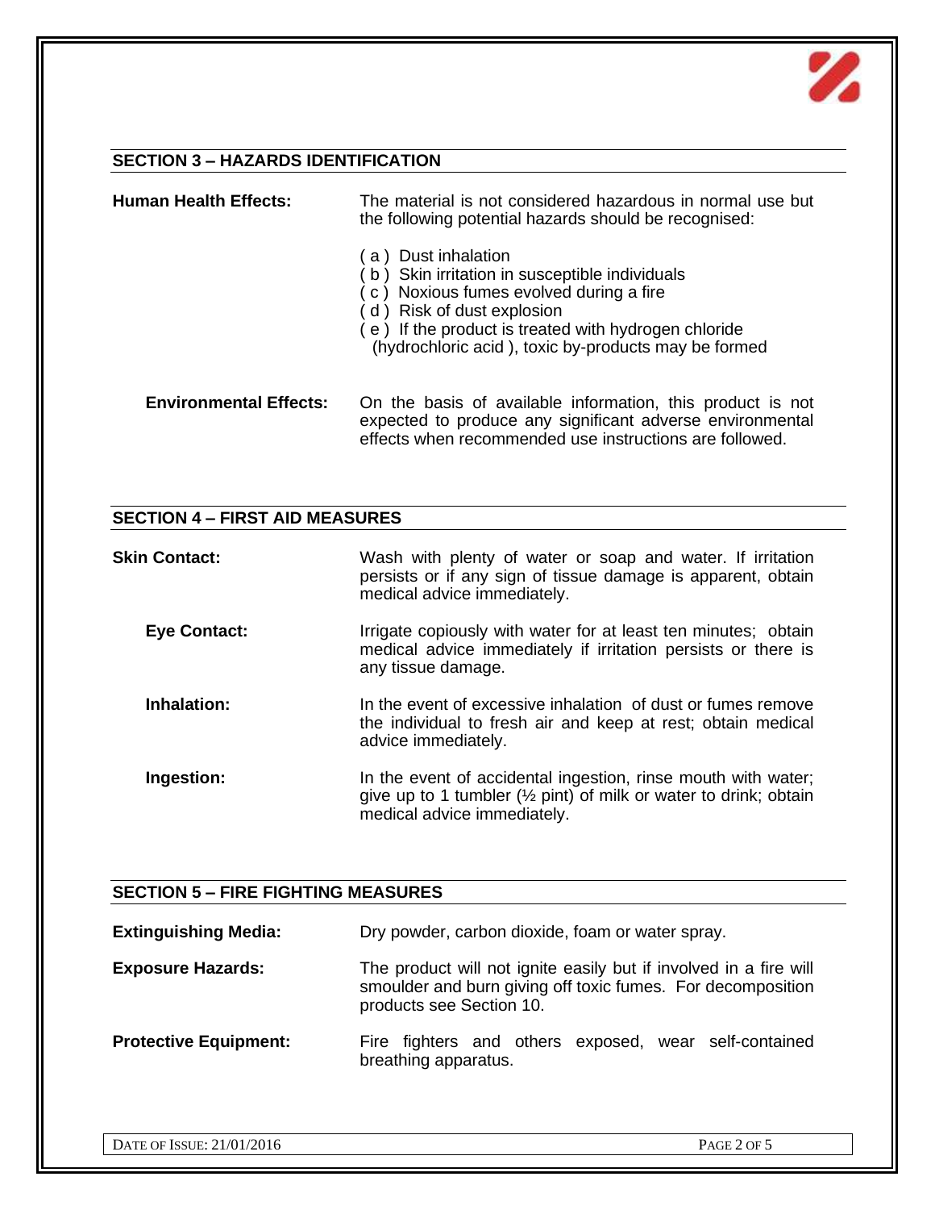## SECTION 3 – HAZARDS IDENTIFICATION

**Human Health Effects:** The material is not considered hazardous in normal use but the following potential hazards should be recognised:

( a ) Dust inhalation
( b ) Skin irritation in susceptible individuals
( c ) Noxious fumes evolved during a fire
( d ) Risk of dust explosion
( e ) If the product is treated with hydrogen chloride (hydrochloric acid ), toxic by-products may be formed

**Environmental Effects:** On the basis of available information, this product is not expected to produce any significant adverse environmental effects when recommended use instructions are followed.

## SECTION 4 – FIRST AID MEASURES

**Skin Contact:** Wash with plenty of water or soap and water. If irritation persists or if any sign of tissue damage is apparent, obtain medical advice immediately.

**Eye Contact:** Irrigate copiously with water for at least ten minutes; obtain medical advice immediately if irritation persists or there is any tissue damage.

**Inhalation:** In the event of excessive inhalation of dust or fumes remove the individual to fresh air and keep at rest; obtain medical advice immediately.

**Ingestion:** In the event of accidental ingestion, rinse mouth with water; give up to 1 tumbler (½ pint) of milk or water to drink; obtain medical advice immediately.

## SECTION 5 – FIRE FIGHTING MEASURES

**Extinguishing Media:** Dry powder, carbon dioxide, foam or water spray.

**Exposure Hazards:** The product will not ignite easily but if involved in a fire will smoulder and burn giving off toxic fumes. For decomposition products see Section 10.

**Protective Equipment:** Fire fighters and others exposed, wear self-contained breathing apparatus.

DATE OF ISSUE: 21/01/2016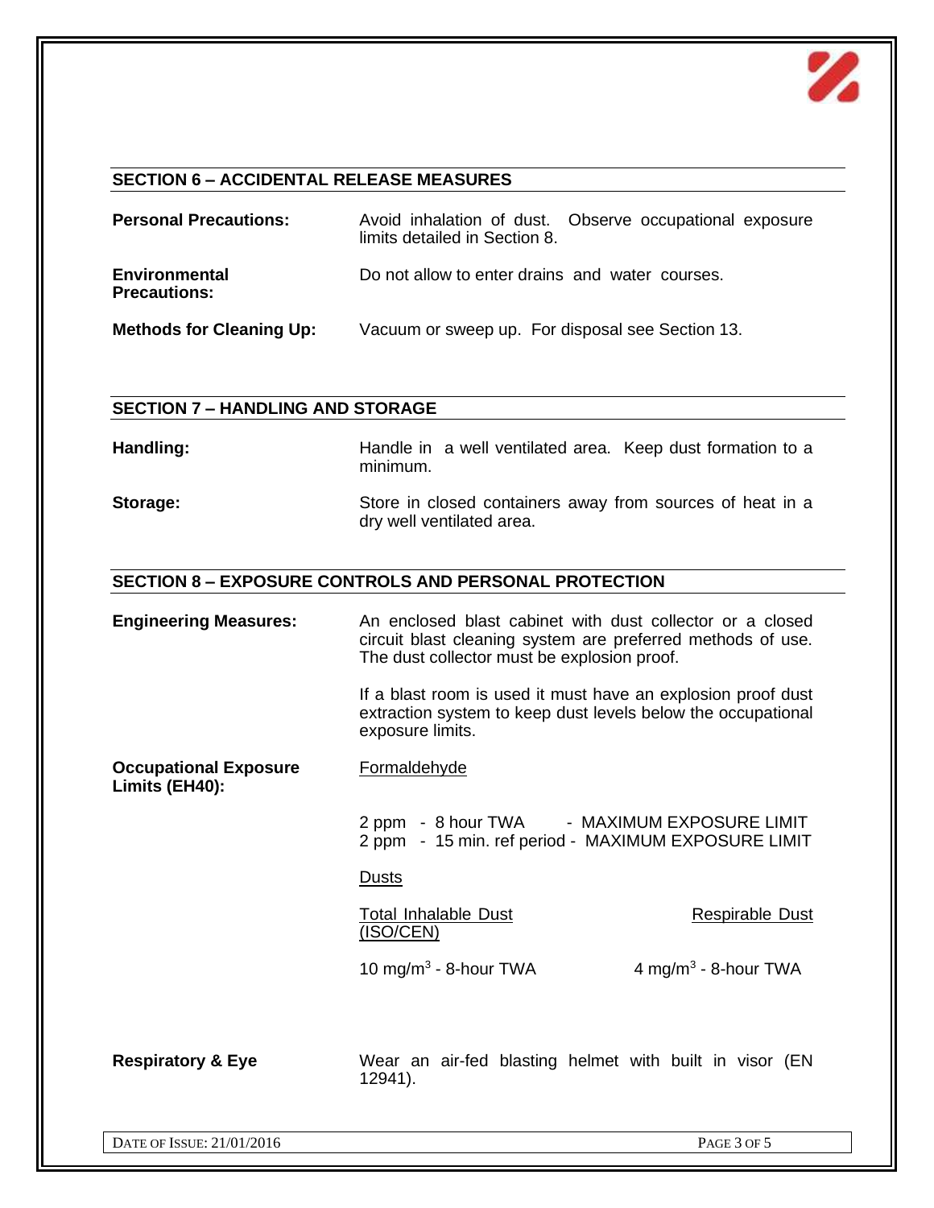## SECTION 6 – ACCIDENTAL RELEASE MEASURES

**Personal Precautions:** Avoid inhalation of dust. Observe occupational exposure limits detailed in Section 8.

**Environmental Precautions:** Do not allow to enter drains and water courses.

**Methods for Cleaning Up:** Vacuum or sweep up. For disposal see Section 13.

## SECTION 7 – HANDLING AND STORAGE

**Handling:** Handle in a well ventilated area. Keep dust formation to a minimum.

**Storage:** Store in closed containers away from sources of heat in a dry well ventilated area.

## SECTION 8 – EXPOSURE CONTROLS AND PERSONAL PROTECTION

**Engineering Measures:** An enclosed blast cabinet with dust collector or a closed circuit blast cleaning system are preferred methods of use. The dust collector must be explosion proof.

If a blast room is used it must have an explosion proof dust extraction system to keep dust levels below the occupational exposure limits.

**Occupational Exposure Limits (EH40):**

Formaldehyde

2 ppm - 8 hour TWA - MAXIMUM EXPOSURE LIMIT
2 ppm - 15 min. ref period - MAXIMUM EXPOSURE LIMIT

Dusts

| Total Inhalable Dust (ISO/CEN) | Respirable Dust |
|---|---|
| 10 mg/m$^3$ - 8-hour TWA | 4 mg/m$^3$ - 8-hour TWA |

**Respiratory & Eye** Wear an air-fed blasting helmet with built in visor (EN 12941).

DATE OF ISSUE: 21/01/2016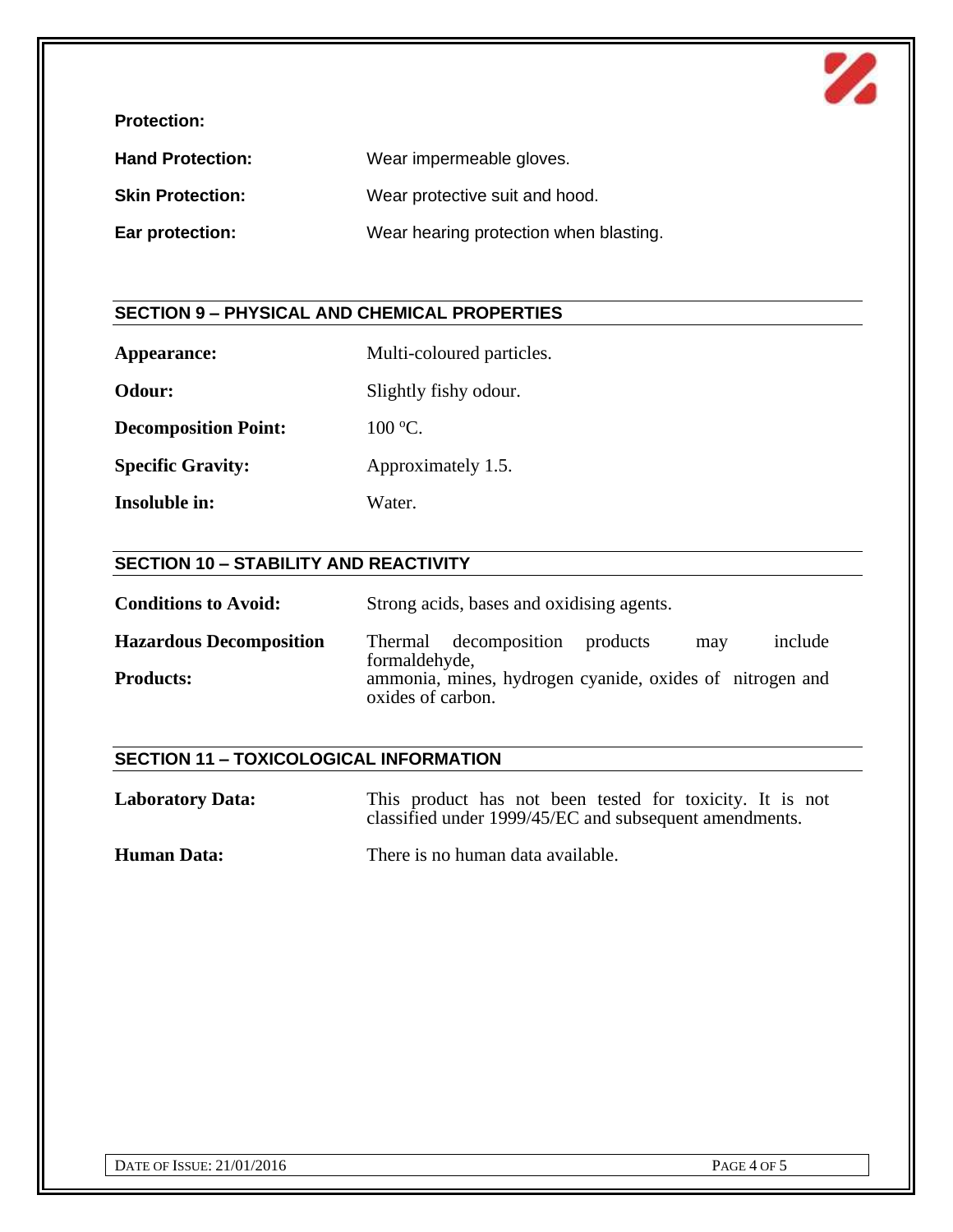**Protection:**

**Hand Protection:** Wear impermeable gloves.

**Skin Protection:** Wear protective suit and hood.

**Ear protection:** Wear hearing protection when blasting.

## SECTION 9 – PHYSICAL AND CHEMICAL PROPERTIES

**Appearance:** Multi-coloured particles.

**Odour:** Slightly fishy odour.

**Decomposition Point:** 100 ºC.

**Specific Gravity:** Approximately 1.5.

**Insoluble in:** Water.

## SECTION 10 – STABILITY AND REACTIVITY

**Conditions to Avoid:** Strong acids, bases and oxidising agents.

**Hazardous Decomposition Products:** Thermal decomposition products may include formaldehyde, ammonia, mines, hydrogen cyanide, oxides of nitrogen and oxides of carbon.

## SECTION 11 – TOXICOLOGICAL INFORMATION

**Laboratory Data:** This product has not been tested for toxicity. It is not classified under 1999/45/EC and subsequent amendments.

**Human Data:** There is no human data available.

DATE OF ISSUE: 21/01/2016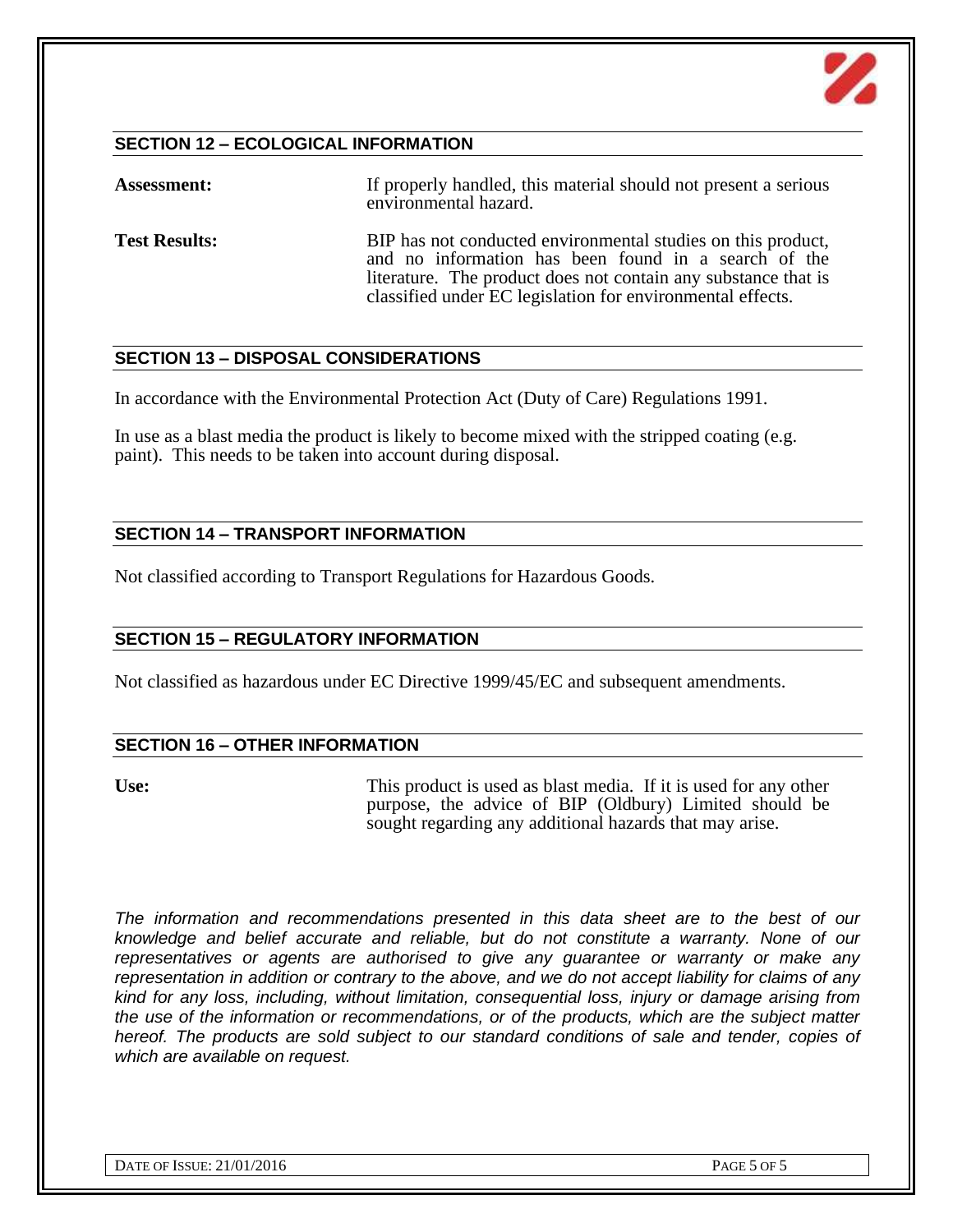## SECTION 12 – ECOLOGICAL INFORMATION

**Assessment:** If properly handled, this material should not present a serious environmental hazard.

**Test Results:** BIP has not conducted environmental studies on this product, and no information has been found in a search of the literature. The product does not contain any substance that is classified under EC legislation for environmental effects.

## SECTION 13 – DISPOSAL CONSIDERATIONS

In accordance with the Environmental Protection Act (Duty of Care) Regulations 1991.

In use as a blast media the product is likely to become mixed with the stripped coating (e.g. paint). This needs to be taken into account during disposal.

## SECTION 14 – TRANSPORT INFORMATION

Not classified according to Transport Regulations for Hazardous Goods.

## SECTION 15 – REGULATORY INFORMATION

Not classified as hazardous under EC Directive 1999/45/EC and subsequent amendments.

## SECTION 16 – OTHER INFORMATION

**Use:** This product is used as blast media. If it is used for any other purpose, the advice of BIP (Oldbury) Limited should be sought regarding any additional hazards that may arise.

*The information and recommendations presented in this data sheet are to the best of our knowledge and belief accurate and reliable, but do not constitute a warranty. None of our representatives or agents are authorised to give any guarantee or warranty or make any representation in addition or contrary to the above, and we do not accept liability for claims of any kind for any loss, including, without limitation, consequential loss, injury or damage arising from the use of the information or recommendations, or of the products, which are the subject matter hereof. The products are sold subject to our standard conditions of sale and tender, copies of which are available on request.*

DATE OF ISSUE: 21/01/2016